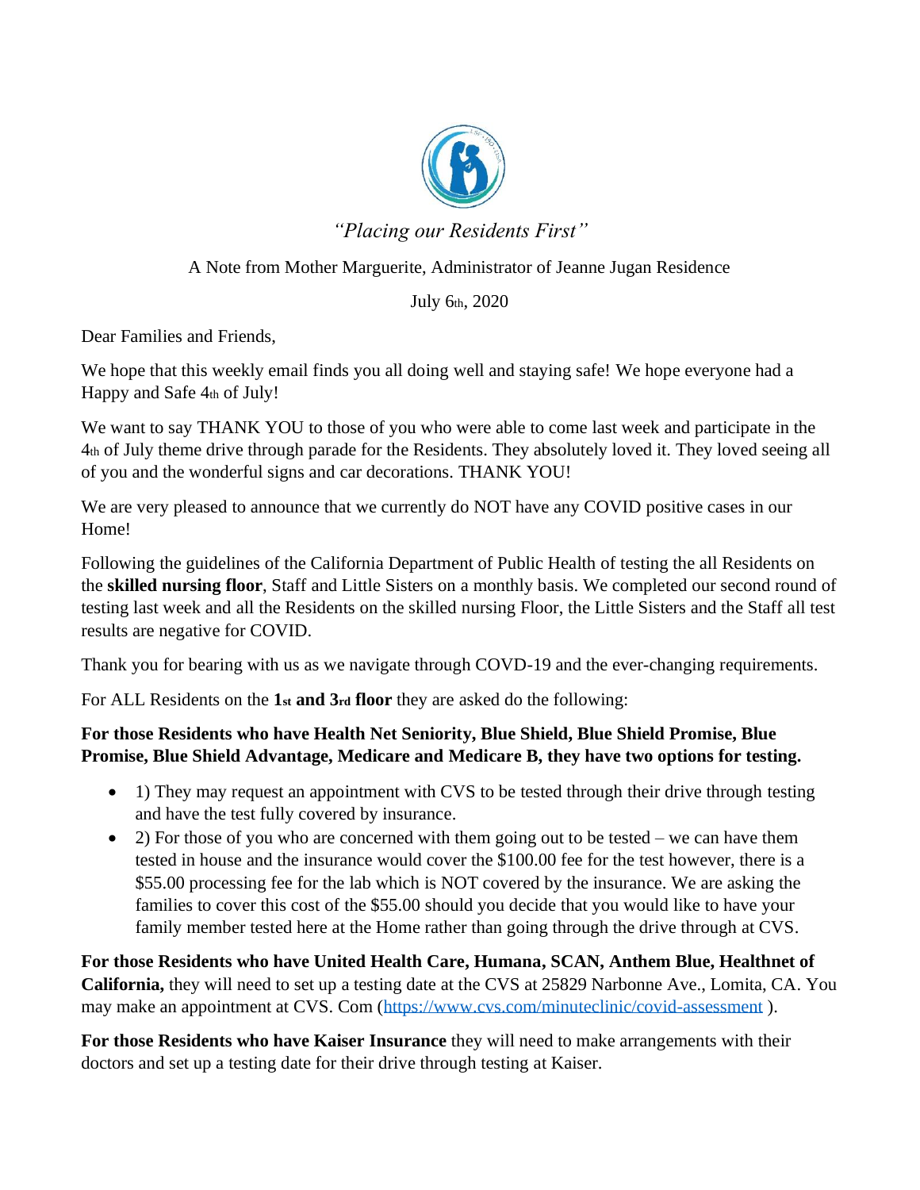*"Placing our Residents First"*

A Note from Mother Marguerite, Administrator of Jeanne Jugan Residence

July 6th, 2020

Dear Families and Friends,

We hope that this weekly email finds you all doing well and staying safe! We hope everyone had a Happy and Safe 4th of July!

We want to say THANK YOU to those of you who were able to come last week and participate in the 4th of July theme drive through parade for the Residents. They absolutely loved it. They loved seeing all of you and the wonderful signs and car decorations. THANK YOU!

We are very pleased to announce that we currently do NOT have any COVID positive cases in our Home!

Following the guidelines of the California Department of Public Health of testing the all Residents on the **skilled nursing floor**, Staff and Little Sisters on a monthly basis. We completed our second round of testing last week and all the Residents on the skilled nursing Floor, the Little Sisters and the Staff all test results are negative for COVID.

Thank you for bearing with us as we navigate through COVD-19 and the ever-changing requirements.

For ALL Residents on the **1st and 3rd floor** they are asked do the following:

**For those Residents who have Health Net Seniority, Blue Shield, Blue Shield Promise, Blue Promise, Blue Shield Advantage, Medicare and Medicare B, they have two options for testing.**

- 1) They may request an appointment with CVS to be tested through their drive through testing and have the test fully covered by insurance.
- 2) For those of you who are concerned with them going out to be tested – we can have them tested in house and the insurance would cover the $100.00 fee for the test however, there is a $55.00 processing fee for the lab which is NOT covered by the insurance. We are asking the families to cover this cost of the $55.00 should you decide that you would like to have your family member tested here at the Home rather than going through the drive through at CVS.

**For those Residents who have United Health Care, Humana, SCAN, Anthem Blue, Healthnet of California,** they will need to set up a testing date at the CVS at 25829 Narbonne Ave., Lomita, CA. You may make an appointment at CVS. Com (https://www.cvs.com/minuteclinic/covid-assessment ).

**For those Residents who have Kaiser Insurance** they will need to make arrangements with their doctors and set up a testing date for their drive through testing at Kaiser.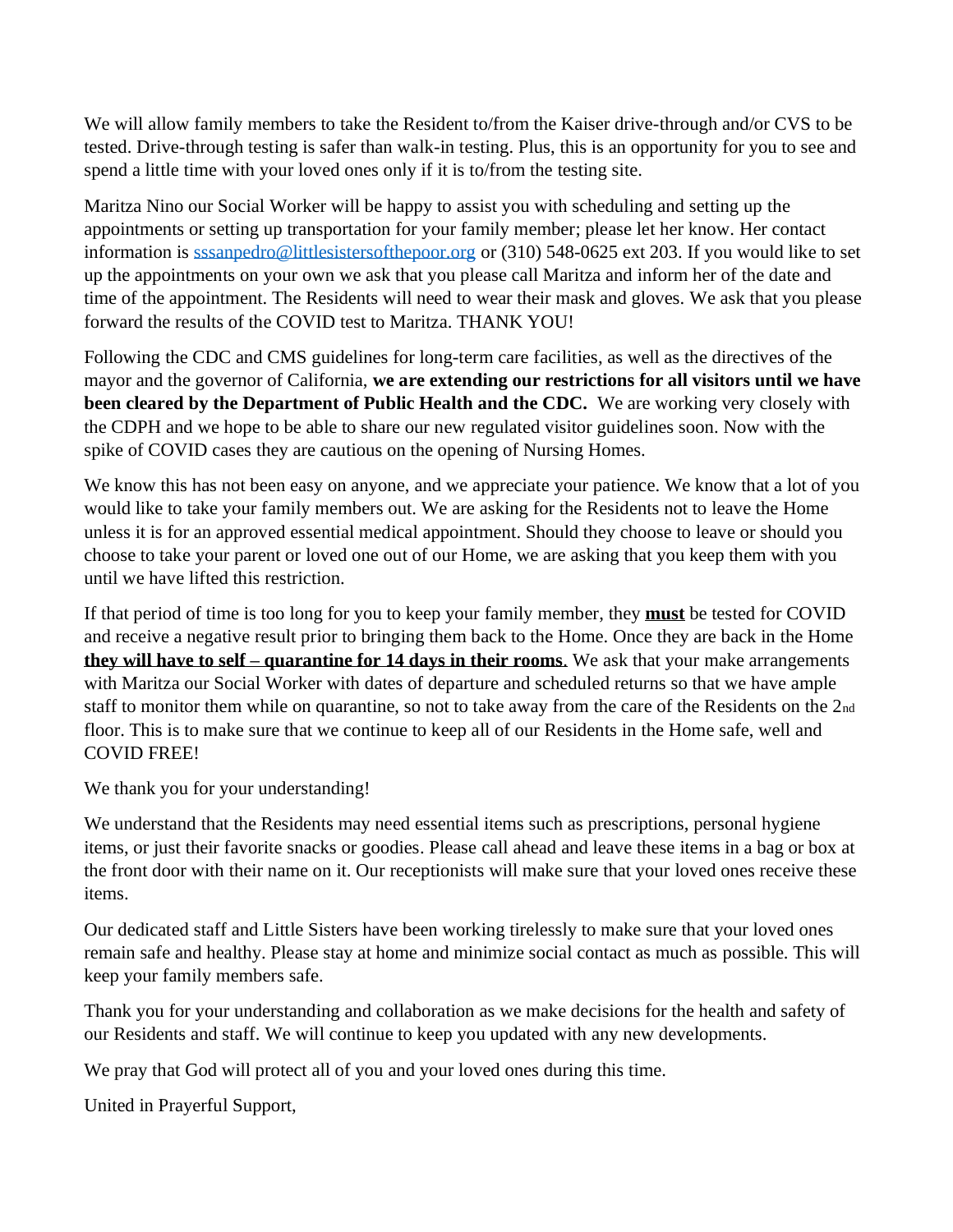We will allow family members to take the Resident to/from the Kaiser drive-through and/or CVS to be tested. Drive-through testing is safer than walk-in testing. Plus, this is an opportunity for you to see and spend a little time with your loved ones only if it is to/from the testing site.

Maritza Nino our Social Worker will be happy to assist you with scheduling and setting up the appointments or setting up transportation for your family member; please let her know. Her contact information is [sssanpedro@littlesistersofthepoor.org](mailto:sssanpedro@littlesistersofthepoor.org) or (310) 548-0625 ext 203. If you would like to set up the appointments on your own we ask that you please call Maritza and inform her of the date and time of the appointment. The Residents will need to wear their mask and gloves. We ask that you please forward the results of the COVID test to Maritza. THANK YOU!

Following the CDC and CMS guidelines for long-term care facilities, as well as the directives of the mayor and the governor of California, **we are extending our restrictions for all visitors until we have been cleared by the Department of Public Health and the CDC.** We are working very closely with the CDPH and we hope to be able to share our new regulated visitor guidelines soon. Now with the spike of COVID cases they are cautious on the opening of Nursing Homes.

We know this has not been easy on anyone, and we appreciate your patience. We know that a lot of you would like to take your family members out. We are asking for the Residents not to leave the Home unless it is for an approved essential medical appointment. Should they choose to leave or should you choose to take your parent or loved one out of our Home, we are asking that you keep them with you until we have lifted this restriction.

If that period of time is too long for you to keep your family member, they **<u>must</u>** be tested for COVID and receive a negative result prior to bringing them back to the Home. Once they are back in the Home **<u>they will have to self – quarantine for 14 days in their rooms</u>**. We ask that your make arrangements with Maritza our Social Worker with dates of departure and scheduled returns so that we have ample staff to monitor them while on quarantine, so not to take away from the care of the Residents on the 2nd floor. This is to make sure that we continue to keep all of our Residents in the Home safe, well and COVID FREE!

We thank you for your understanding!

We understand that the Residents may need essential items such as prescriptions, personal hygiene items, or just their favorite snacks or goodies. Please call ahead and leave these items in a bag or box at the front door with their name on it. Our receptionists will make sure that your loved ones receive these items.

Our dedicated staff and Little Sisters have been working tirelessly to make sure that your loved ones remain safe and healthy. Please stay at home and minimize social contact as much as possible. This will keep your family members safe.

Thank you for your understanding and collaboration as we make decisions for the health and safety of our Residents and staff. We will continue to keep you updated with any new developments.

We pray that God will protect all of you and your loved ones during this time.

United in Prayerful Support,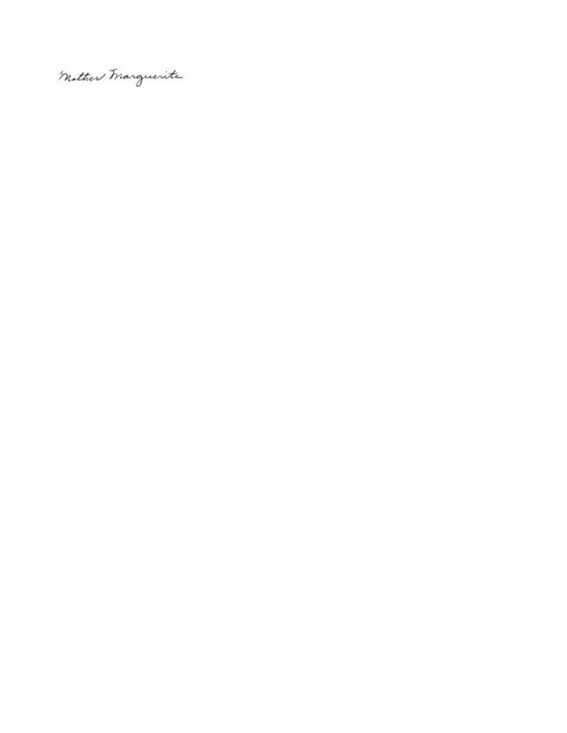Mother Marguerite